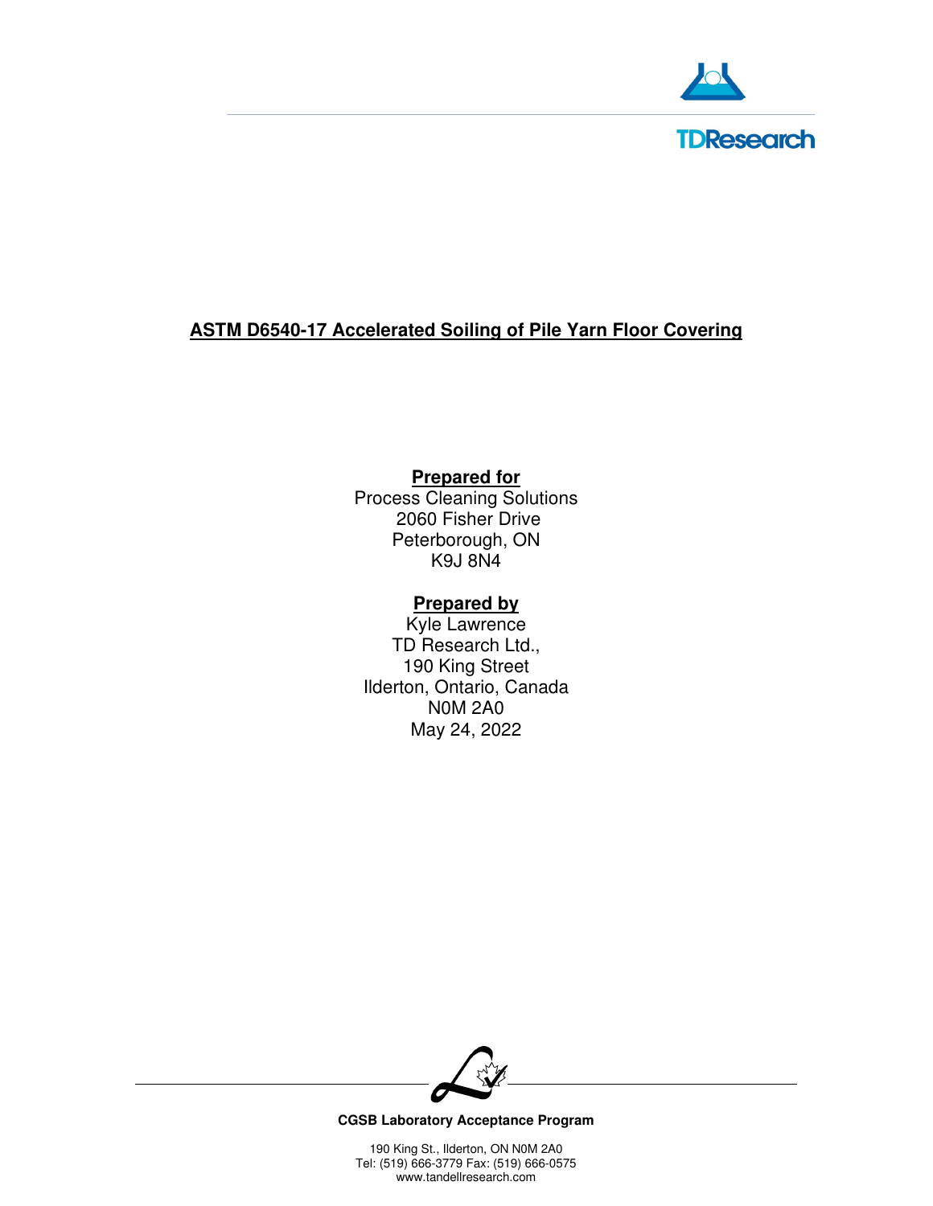TDResearch

# ASTM D6540-17 Accelerated Soiling of Pile Yarn Floor Covering

**Prepared for**

Process Cleaning Solutions
2060 Fisher Drive
Peterborough, ON
K9J 8N4

**Prepared by**

Kyle Lawrence
TD Research Ltd.,
190 King Street
Ilderton, Ontario, Canada
N0M 2A0
May 24, 2022

**CGSB Laboratory Acceptance Program**

190 King St., Ilderton, ON N0M 2A0
Tel: (519) 666-3779 Fax: (519) 666-0575
www.tandellresearch.com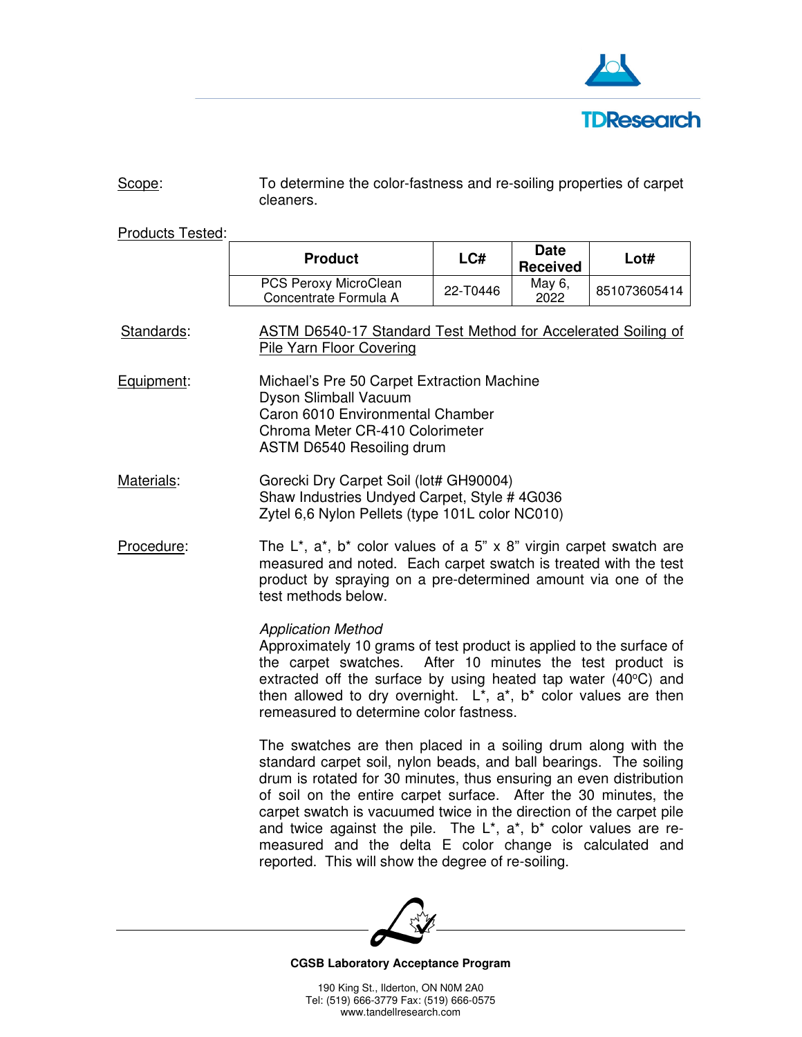**Scope**: To determine the color-fastness and re-soiling properties of carpet cleaners.

**Products Tested**:

| Product | LC# | Date Received | Lot# |
|---|---|---|---|
| PCS Peroxy MicroClean Concentrate Formula A | 22-T0446 | May 6, 2022 | 851073605414 |

**Standards**: ASTM D6540-17 Standard Test Method for Accelerated Soiling of Pile Yarn Floor Covering

**Equipment**:
Michael's Pre 50 Carpet Extraction Machine
Dyson Slimball Vacuum
Caron 6010 Environmental Chamber
Chroma Meter CR-410 Colorimeter
ASTM D6540 Resoiling drum

**Materials**:
Gorecki Dry Carpet Soil (lot# GH90004)
Shaw Industries Undyed Carpet, Style # 4G036
Zytel 6,6 Nylon Pellets (type 101L color NC010)

**Procedure**: The L*, a*, b* color values of a 5" x 8" virgin carpet swatch are measured and noted. Each carpet swatch is treated with the test product by spraying on a pre-determined amount via one of the test methods below.

*Application Method*
Approximately 10 grams of test product is applied to the surface of the carpet swatches. After 10 minutes the test product is extracted off the surface by using heated tap water (40°C) and then allowed to dry overnight. L*, a*, b* color values are then remeasured to determine color fastness.

The swatches are then placed in a soiling drum along with the standard carpet soil, nylon beads, and ball bearings. The soiling drum is rotated for 30 minutes, thus ensuring an even distribution of soil on the entire carpet surface. After the 30 minutes, the carpet swatch is vacuumed twice in the direction of the carpet pile and twice against the pile. The L*, a*, b* color values are re-measured and the delta E color change is calculated and reported. This will show the degree of re-soiling.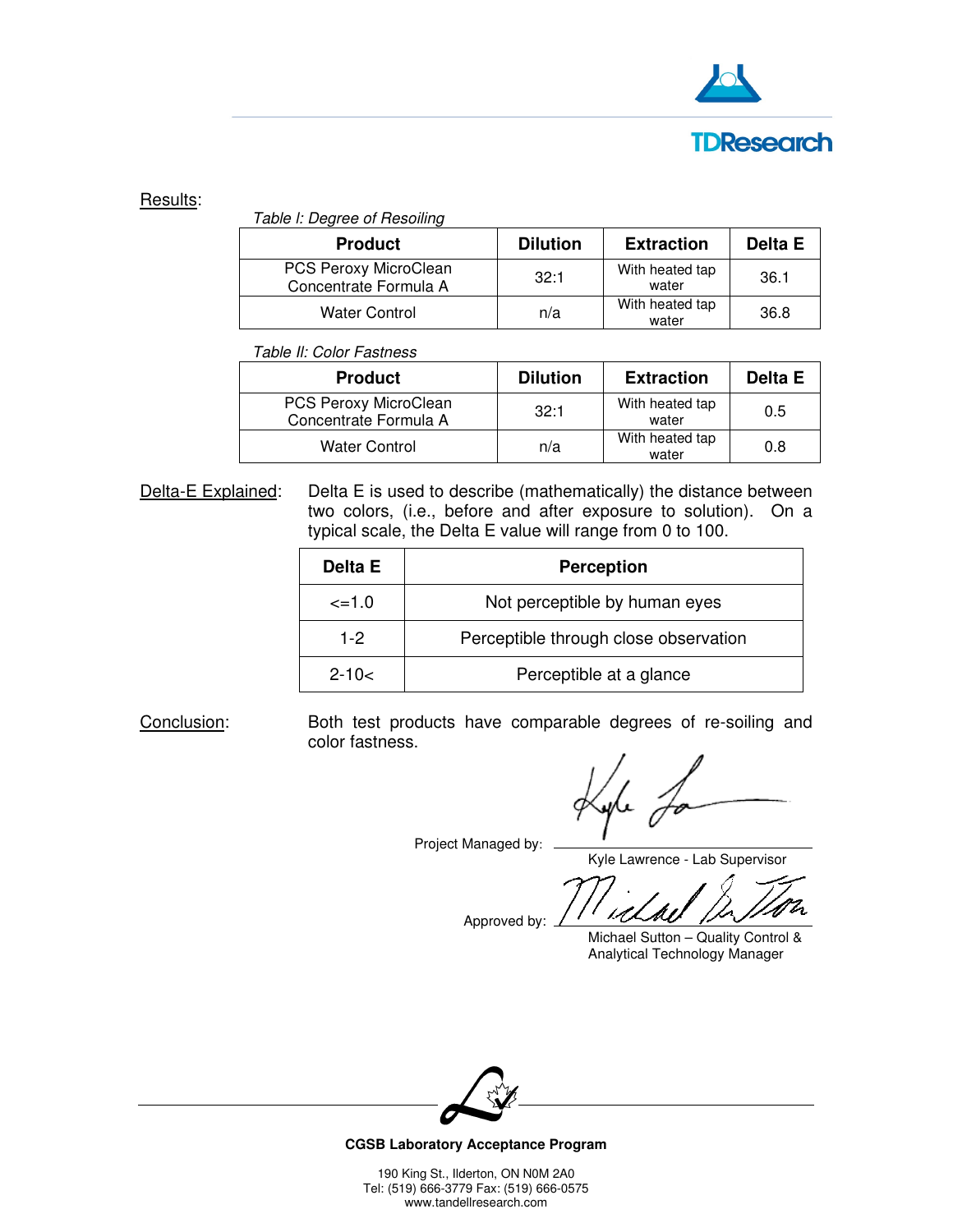Results:

*Table I: Degree of Resoiling*

| Product | Dilution | Extraction | Delta E |
|---|---|---|---|
| PCS Peroxy MicroClean Concentrate Formula A | 32:1 | With heated tap water | 36.1 |
| Water Control | n/a | With heated tap water | 36.8 |

*Table II: Color Fastness*

| Product | Dilution | Extraction | Delta E |
|---|---|---|---|
| PCS Peroxy MicroClean Concentrate Formula A | 32:1 | With heated tap water | 0.5 |
| Water Control | n/a | With heated tap water | 0.8 |

Delta-E Explained: Delta E is used to describe (mathematically) the distance between two colors, (i.e., before and after exposure to solution). On a typical scale, the Delta E value will range from 0 to 100.

| Delta E | Perception |
|---|---|
| <=1.0 | Not perceptible by human eyes |
| 1-2 | Perceptible through close observation |
| 2-10< | Perceptible at a glance |

Conclusion: Both test products have comparable degrees of re-soiling and color fastness.

Project Managed by: Kyle Lawrence - Lab Supervisor

Approved by: Michael Sutton – Quality Control & Analytical Technology Manager

CGSB Laboratory Acceptance Program

190 King St., Ilderton, ON N0M 2A0
Tel: (519) 666-3779 Fax: (519) 666-0575
www.tandellresearch.com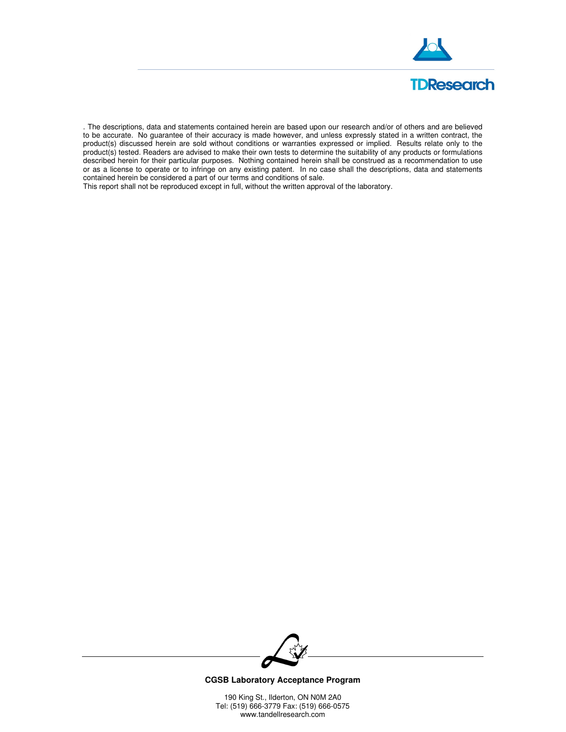. The descriptions, data and statements contained herein are based upon our research and/or of others and are believed to be accurate. No guarantee of their accuracy is made however, and unless expressly stated in a written contract, the product(s) discussed herein are sold without conditions or warranties expressed or implied. Results relate only to the product(s) tested. Readers are advised to make their own tests to determine the suitability of any products or formulations described herein for their particular purposes. Nothing contained herein shall be construed as a recommendation to use or as a license to operate or to infringe on any existing patent. In no case shall the descriptions, data and statements contained herein be considered a part of our terms and conditions of sale.

This report shall not be reproduced except in full, without the written approval of the laboratory.

**CGSB Laboratory Acceptance Program**

190 King St., Ilderton, ON N0M 2A0
Tel: (519) 666-3779 Fax: (519) 666-0575
www.tandellresearch.com